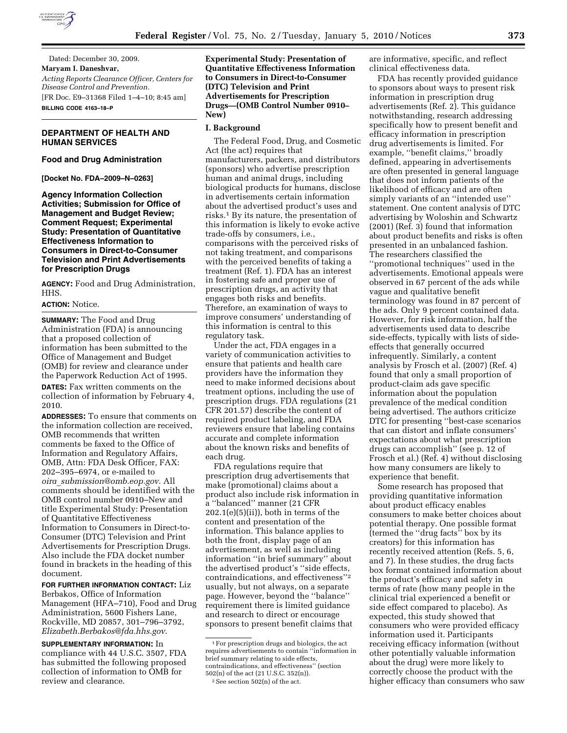Dated: December 30, 2009.

**Maryam I. Daneshvar,**

*Acting Reports Clearance Officer, Centers for Disease Control and Prevention.*

[FR Doc. E9–31368 Filed 1–4–10; 8:45 am]

**BILLING CODE 4163–18–P**

## DEPARTMENT OF HEALTH AND HUMAN SERVICES

### Food and Drug Administration

**[Docket No. FDA–2009–N–0263]**

### Agency Information Collection Activities; Submission for Office of Management and Budget Review; Comment Request; Experimental Study: Presentation of Quantitative Effectiveness Information to Consumers in Direct-to-Consumer Television and Print Advertisements for Prescription Drugs

**AGENCY:** Food and Drug Administration, HHS.

**ACTION:** Notice.

**SUMMARY:** The Food and Drug Administration (FDA) is announcing that a proposed collection of information has been submitted to the Office of Management and Budget (OMB) for review and clearance under the Paperwork Reduction Act of 1995.

**DATES:** Fax written comments on the collection of information by February 4, 2010.

**ADDRESSES:** To ensure that comments on the information collection are received, OMB recommends that written comments be faxed to the Office of Information and Regulatory Affairs, OMB, Attn: FDA Desk Officer, FAX: 202–395–6974, or e-mailed to *oira_submission@omb.eop.gov*. All comments should be identified with the OMB control number 0910–New and title Experimental Study: Presentation of Quantitative Effectiveness Information to Consumers in Direct-to-Consumer (DTC) Television and Print Advertisements for Prescription Drugs. Also include the FDA docket number found in brackets in the heading of this document.

**FOR FURTHER INFORMATION CONTACT:** Liz Berbakos, Office of Information Management (HFA–710), Food and Drug Administration, 5600 Fishers Lane, Rockville, MD 20857, 301–796–3792, *Elizabeth.Berbakos@fda.hhs.gov*.

**SUPPLEMENTARY INFORMATION:** In compliance with 44 U.S.C. 3507, FDA has submitted the following proposed collection of information to OMB for review and clearance.

**Experimental Study: Presentation of Quantitative Effectiveness Information to Consumers in Direct-to-Consumer (DTC) Television and Print Advertisements for Prescription Drugs—(OMB Control Number 0910–New)**

#### I. Background

The Federal Food, Drug, and Cosmetic Act (the act) requires that manufacturers, packers, and distributors (sponsors) who advertise prescription human and animal drugs, including biological products for humans, disclose in advertisements certain information about the advertised product's uses and risks.[1] By its nature, the presentation of this information is likely to evoke active trade-offs by consumers, i.e., comparisons with the perceived risks of not taking treatment, and comparisons with the perceived benefits of taking a treatment (Ref. 1). FDA has an interest in fostering safe and proper use of prescription drugs, an activity that engages both risks and benefits. Therefore, an examination of ways to improve consumers' understanding of this information is central to this regulatory task.

Under the act, FDA engages in a variety of communication activities to ensure that patients and health care providers have the information they need to make informed decisions about treatment options, including the use of prescription drugs. FDA regulations (21 CFR 201.57) describe the content of required product labeling, and FDA reviewers ensure that labeling contains accurate and complete information about the known risks and benefits of each drug.

FDA regulations require that prescription drug advertisements that make (promotional) claims about a product also include risk information in a ''balanced'' manner (21 CFR 202.1(e)(5)(ii)), both in terms of the content and presentation of the information. This balance applies to both the front, display page of an advertisement, as well as including information ''in brief summary'' about the advertised product's ''side effects, contraindications, and effectiveness''[2] usually, but not always, on a separate page. However, beyond the ''balance'' requirement there is limited guidance and research to direct or encourage sponsors to present benefit claims that are informative, specific, and reflect clinical effectiveness data.

FDA has recently provided guidance to sponsors about ways to present risk information in prescription drug advertisements (Ref. 2). This guidance notwithstanding, research addressing specifically how to present benefit and efficacy information in prescription drug advertisements is limited. For example, ''benefit claims,'' broadly defined, appearing in advertisements are often presented in general language that does not inform patients of the likelihood of efficacy and are often simply variants of an ''intended use'' statement. One content analysis of DTC advertising by Woloshin and Schwartz (2001) (Ref. 3) found that information about product benefits and risks is often presented in an unbalanced fashion. The researchers classified the ''promotional techniques'' used in the advertisements. Emotional appeals were observed in 67 percent of the ads while vague and qualitative benefit terminology was found in 87 percent of the ads. Only 9 percent contained data. However, for risk information, half the advertisements used data to describe side-effects, typically with lists of side-effects that generally occurred infrequently. Similarly, a content analysis by Frosch et al. (2007) (Ref. 4) found that only a small proportion of product-claim ads gave specific information about the population prevalence of the medical condition being advertised. The authors criticize DTC for presenting ''best-case scenarios that can distort and inflate consumers' expectations about what prescription drugs can accomplish'' (see p. 12 of Frosch et al.) (Ref. 4) without disclosing how many consumers are likely to experience that benefit.

Some research has proposed that providing quantitative information about product efficacy enables consumers to make better choices about potential therapy. One possible format (termed the ''drug facts'' box by its creators) for this information has recently received attention (Refs. 5, 6, and 7). In these studies, the drug facts box format contained information about the product's efficacy and safety in terms of rate (how many people in the clinical trial experienced a benefit or side effect compared to placebo). As expected, this study showed that consumers who were provided efficacy information used it. Participants receiving efficacy information (without other potentially valuable information about the drug) were more likely to correctly choose the product with the higher efficacy than consumers who saw

---

[1] For prescription drugs and biologics, the act requires advertisements to contain ''information in brief summary relating to side effects, contraindications, and effectiveness'' (section 502(n) of the act (21 U.S.C. 352(n)).

[2] See section 502(n) of the act.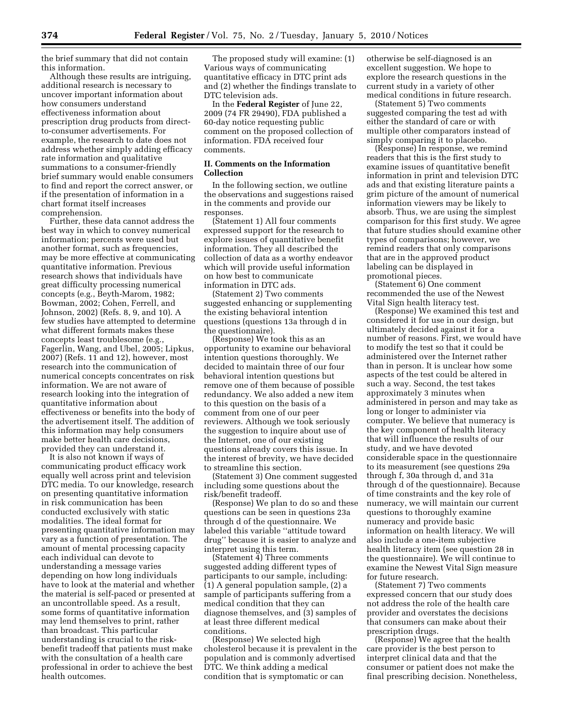the brief summary that did not contain this information.

Although these results are intriguing, additional research is necessary to uncover important information about how consumers understand effectiveness information about prescription drug products from direct-to-consumer advertisements. For example, the research to date does not address whether simply adding efficacy rate information and qualitative summations to a consumer-friendly brief summary would enable consumers to find and report the correct answer, or if the presentation of information in a chart format itself increases comprehension.

Further, these data cannot address the best way in which to convey numerical information; percents were used but another format, such as frequencies, may be more effective at communicating quantitative information. Previous research shows that individuals have great difficulty processing numerical concepts (e.g., Beyth-Marom, 1982; Bowman, 2002; Cohen, Ferrell, and Johnson, 2002) (Refs. 8, 9, and 10). A few studies have attempted to determine what different formats makes these concepts least troublesome (e.g., Fagerlin, Wang, and Ubel, 2005; Lipkus, 2007) (Refs. 11 and 12), however, most research into the communication of numerical concepts concentrates on risk information. We are not aware of research looking into the integration of quantitative information about effectiveness or benefits into the body of the advertisement itself. The addition of this information may help consumers make better health care decisions, provided they can understand it.

It is also not known if ways of communicating product efficacy work equally well across print and television DTC media. To our knowledge, research on presenting quantitative information in risk communication has been conducted exclusively with static modalities. The ideal format for presenting quantitative information may vary as a function of presentation. The amount of mental processing capacity each individual can devote to understanding a message varies depending on how long individuals have to look at the material and whether the material is self-paced or presented at an uncontrollable speed. As a result, some forms of quantitative information may lend themselves to print, rather than broadcast. This particular understanding is crucial to the risk-benefit tradeoff that patients must make with the consultation of a health care professional in order to achieve the best health outcomes.

The proposed study will examine: (1) Various ways of communicating quantitative efficacy in DTC print ads and (2) whether the findings translate to DTC television ads.

In the **Federal Register** of June 22, 2009 (74 FR 29490), FDA published a 60-day notice requesting public comment on the proposed collection of information. FDA received four comments.

## II. Comments on the Information Collection

In the following section, we outline the observations and suggestions raised in the comments and provide our responses.

(Statement 1) All four comments expressed support for the research to explore issues of quantitative benefit information. They all described the collection of data as a worthy endeavor which will provide useful information on how best to communicate information in DTC ads.

(Statement 2) Two comments suggested enhancing or supplementing the existing behavioral intention questions (questions 13a through d in the questionnaire).

(Response) We took this as an opportunity to examine our behavioral intention questions thoroughly. We decided to maintain three of our four behavioral intention questions but remove one of them because of possible redundancy. We also added a new item to this question on the basis of a comment from one of our peer reviewers. Although we took seriously the suggestion to inquire about use of the Internet, one of our existing questions already covers this issue. In the interest of brevity, we have decided to streamline this section.

(Statement 3) One comment suggested including some questions about the risk/benefit tradeoff.

(Response) We plan to do so and these questions can be seen in questions 23a through d of the questionnaire. We labeled this variable ''attitude toward drug'' because it is easier to analyze and interpret using this term.

(Statement 4) Three comments suggested adding different types of participants to our sample, including: (1) A general population sample, (2) a sample of participants suffering from a medical condition that they can diagnose themselves, and (3) samples of at least three different medical conditions.

(Response) We selected high cholesterol because it is prevalent in the population and is commonly advertised DTC. We think adding a medical condition that is symptomatic or can otherwise be self-diagnosed is an excellent suggestion. We hope to explore the research questions in the current study in a variety of other medical conditions in future research.

(Statement 5) Two comments suggested comparing the test ad with either the standard of care or with multiple other comparators instead of simply comparing it to placebo.

(Response) In response, we remind readers that this is the first study to examine issues of quantitative benefit information in print and television DTC ads and that existing literature paints a grim picture of the amount of numerical information viewers may be likely to absorb. Thus, we are using the simplest comparison for this first study. We agree that future studies should examine other types of comparisons; however, we remind readers that only comparisons that are in the approved product labeling can be displayed in promotional pieces.

(Statement 6) One comment recommended the use of the Newest Vital Sign health literacy test.

(Response) We examined this test and considered it for use in our design, but ultimately decided against it for a number of reasons. First, we would have to modify the test so that it could be administered over the Internet rather than in person. It is unclear how some aspects of the test could be altered in such a way. Second, the test takes approximately 3 minutes when administered in person and may take as long or longer to administer via computer. We believe that numeracy is the key component of health literacy that will influence the results of our study, and we have devoted considerable space in the questionnaire to its measurement (see questions 29a through f, 30a through d, and 31a through d of the questionnaire). Because of time constraints and the key role of numeracy, we will maintain our current questions to thoroughly examine numeracy and provide basic information on health literacy. We will also include a one-item subjective health literacy item (see question 28 in the questionnaire). We will continue to examine the Newest Vital Sign measure for future research.

(Statement 7) Two comments expressed concern that our study does not address the role of the health care provider and overstates the decisions that consumers can make about their prescription drugs.

(Response) We agree that the health care provider is the best person to interpret clinical data and that the consumer or patient does not make the final prescribing decision. Nonetheless,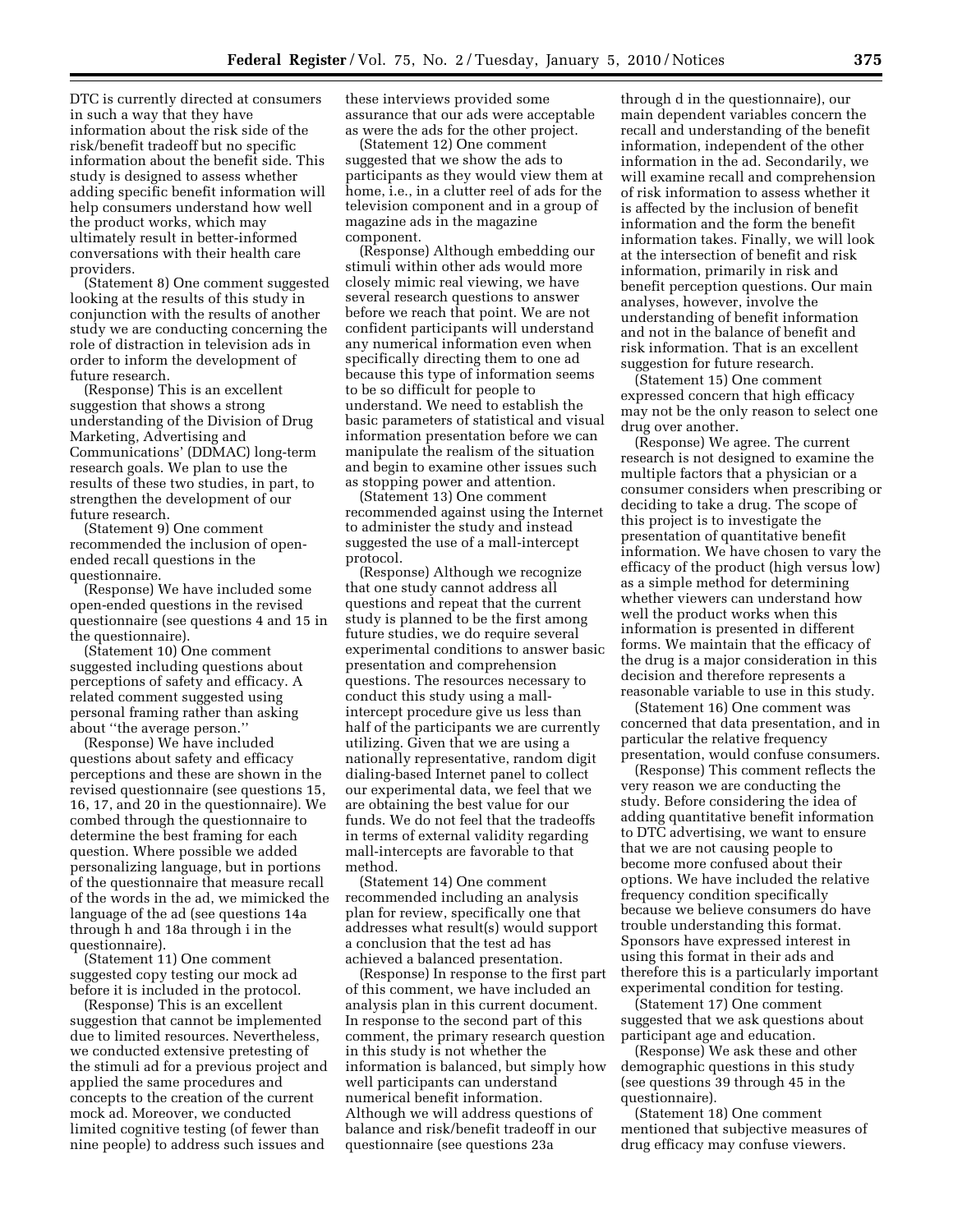DTC is currently directed at consumers in such a way that they have information about the risk side of the risk/benefit tradeoff but no specific information about the benefit side. This study is designed to assess whether adding specific benefit information will help consumers understand how well the product works, which may ultimately result in better-informed conversations with their health care providers.

(Statement 8) One comment suggested looking at the results of this study in conjunction with the results of another study we are conducting concerning the role of distraction in television ads in order to inform the development of future research.

(Response) This is an excellent suggestion that shows a strong understanding of the Division of Drug Marketing, Advertising and Communications' (DDMAC) long-term research goals. We plan to use the results of these two studies, in part, to strengthen the development of our future research.

(Statement 9) One comment recommended the inclusion of open-ended recall questions in the questionnaire.

(Response) We have included some open-ended questions in the revised questionnaire (see questions 4 and 15 in the questionnaire).

(Statement 10) One comment suggested including questions about perceptions of safety and efficacy. A related comment suggested using personal framing rather than asking about ''the average person.''

(Response) We have included questions about safety and efficacy perceptions and these are shown in the revised questionnaire (see questions 15, 16, 17, and 20 in the questionnaire). We combed through the questionnaire to determine the best framing for each question. Where possible we added personalizing language, but in portions of the questionnaire that measure recall of the words in the ad, we mimicked the language of the ad (see questions 14a through h and 18a through i in the questionnaire).

(Statement 11) One comment suggested copy testing our mock ad before it is included in the protocol.

(Response) This is an excellent suggestion that cannot be implemented due to limited resources. Nevertheless, we conducted extensive pretesting of the stimuli ad for a previous project and applied the same procedures and concepts to the creation of the current mock ad. Moreover, we conducted limited cognitive testing (of fewer than nine people) to address such issues and these interviews provided some assurance that our ads were acceptable as were the ads for the other project.

(Statement 12) One comment suggested that we show the ads to participants as they would view them at home, i.e., in a clutter reel of ads for the television component and in a group of magazine ads in the magazine component.

(Response) Although embedding our stimuli within other ads would more closely mimic real viewing, we have several research questions to answer before we reach that point. We are not confident participants will understand any numerical information even when specifically directing them to one ad because this type of information seems to be so difficult for people to understand. We need to establish the basic parameters of statistical and visual information presentation before we can manipulate the realism of the situation and begin to examine other issues such as stopping power and attention.

(Statement 13) One comment recommended against using the Internet to administer the study and instead suggested the use of a mall-intercept protocol.

(Response) Although we recognize that one study cannot address all questions and repeat that the current study is planned to be the first among future studies, we do require several experimental conditions to answer basic presentation and comprehension questions. The resources necessary to conduct this study using a mall-intercept procedure give us less than half of the participants we are currently utilizing. Given that we are using a nationally representative, random digit dialing-based Internet panel to collect our experimental data, we feel that we are obtaining the best value for our funds. We do not feel that the tradeoffs in terms of external validity regarding mall-intercepts are favorable to that method.

(Statement 14) One comment recommended including an analysis plan for review, specifically one that addresses what result(s) would support a conclusion that the test ad has achieved a balanced presentation.

(Response) In response to the first part of this comment, we have included an analysis plan in this current document. In response to the second part of this comment, the primary research question in this study is not whether the information is balanced, but simply how well participants can understand numerical benefit information. Although we will address questions of balance and risk/benefit tradeoff in our questionnaire (see questions 23a through d in the questionnaire), our main dependent variables concern the recall and understanding of the benefit information, independent of the other information in the ad. Secondarily, we will examine recall and comprehension of risk information to assess whether it is affected by the inclusion of benefit information and the form the benefit information takes. Finally, we will look at the intersection of benefit and risk information, primarily in risk and benefit perception questions. Our main analyses, however, involve the understanding of benefit information and not in the balance of benefit and risk information. That is an excellent suggestion for future research.

(Statement 15) One comment expressed concern that high efficacy may not be the only reason to select one drug over another.

(Response) We agree. The current research is not designed to examine the multiple factors that a physician or a consumer considers when prescribing or deciding to take a drug. The scope of this project is to investigate the presentation of quantitative benefit information. We have chosen to vary the efficacy of the product (high versus low) as a simple method for determining whether viewers can understand how well the product works when this information is presented in different forms. We maintain that the efficacy of the drug is a major consideration in this decision and therefore represents a reasonable variable to use in this study.

(Statement 16) One comment was concerned that data presentation, and in particular the relative frequency presentation, would confuse consumers.

(Response) This comment reflects the very reason we are conducting the study. Before considering the idea of adding quantitative benefit information to DTC advertising, we want to ensure that we are not causing people to become more confused about their options. We have included the relative frequency condition specifically because we believe consumers do have trouble understanding this format. Sponsors have expressed interest in using this format in their ads and therefore this is a particularly important experimental condition for testing.

(Statement 17) One comment suggested that we ask questions about participant age and education.

(Response) We ask these and other demographic questions in this study (see questions 39 through 45 in the questionnaire).

(Statement 18) One comment mentioned that subjective measures of drug efficacy may confuse viewers.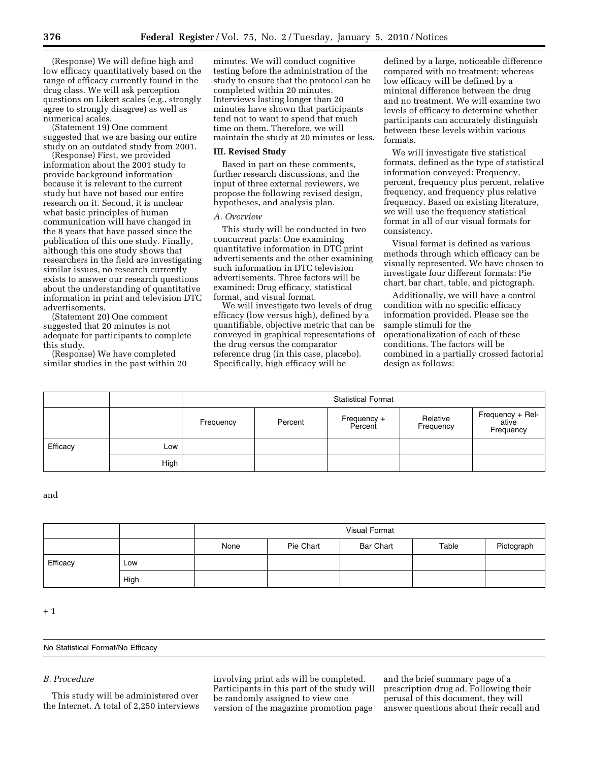(Response) We will define high and low efficacy quantitatively based on the range of efficacy currently found in the drug class. We will ask perception questions on Likert scales (e.g., strongly agree to strongly disagree) as well as numerical scales.

(Statement 19) One comment suggested that we are basing our entire study on an outdated study from 2001.

(Response) First, we provided information about the 2001 study to provide background information because it is relevant to the current study but have not based our entire research on it. Second, it is unclear what basic principles of human communication will have changed in the 8 years that have passed since the publication of this one study. Finally, although this one study shows that researchers in the field are investigating similar issues, no research currently exists to answer our research questions about the understanding of quantitative information in print and television DTC advertisements.

(Statement 20) One comment suggested that 20 minutes is not adequate for participants to complete this study.

(Response) We have completed similar studies in the past within 20 minutes. We will conduct cognitive testing before the administration of the study to ensure that the protocol can be completed within 20 minutes. Interviews lasting longer than 20 minutes have shown that participants tend not to want to spend that much time on them. Therefore, we will maintain the study at 20 minutes or less.

## III. Revised Study

Based in part on these comments, further research discussions, and the input of three external reviewers, we propose the following revised design, hypotheses, and analysis plan.

### *A. Overview*

This study will be conducted in two concurrent parts: One examining quantitative information in DTC print advertisements and the other examining such information in DTC television advertisements. Three factors will be examined: Drug efficacy, statistical format, and visual format.

We will investigate two levels of drug efficacy (low versus high), defined by a quantifiable, objective metric that can be conveyed in graphical representations of the drug versus the comparator reference drug (in this case, placebo). Specifically, high efficacy will be defined by a large, noticeable difference compared with no treatment; whereas low efficacy will be defined by a minimal difference between the drug and no treatment. We will examine two levels of efficacy to determine whether participants can accurately distinguish between these levels within various formats.

We will investigate five statistical formats, defined as the type of statistical information conveyed: Frequency, percent, frequency plus percent, relative frequency, and frequency plus relative frequency. Based on existing literature, we will use the frequency statistical format in all of our visual formats for consistency.

Visual format is defined as various methods through which efficacy can be visually represented. We have chosen to investigate four different formats: Pie chart, bar chart, table, and pictograph.

Additionally, we will have a control condition with no specific efficacy information provided. Please see the sample stimuli for the operationalization of each of these conditions. The factors will be combined in a partially crossed factorial design as follows:

| | | Statistical Format | | | | |
|---|---|---|---|---|---|---|
| | | Frequency | Percent | Frequency + Percent | Relative Frequency | Frequency + Relative Frequency |
| Efficacy | Low | | | | | |
| | High | | | | | |

and

| | | Visual Format | | | | |
|---|---|---|---|---|---|---|
| | | None | Pie Chart | Bar Chart | Table | Pictograph |
| Efficacy | Low | | | | | |
| | High | | | | | |

+ 1

| No Statistical Format/No Efficacy |
|---|

### *B. Procedure*

This study will be administered over the Internet. A total of 2,250 interviews involving print ads will be completed. Participants in this part of the study will be randomly assigned to view one version of the magazine promotion page and the brief summary page of a prescription drug ad. Following their perusal of this document, they will answer questions about their recall and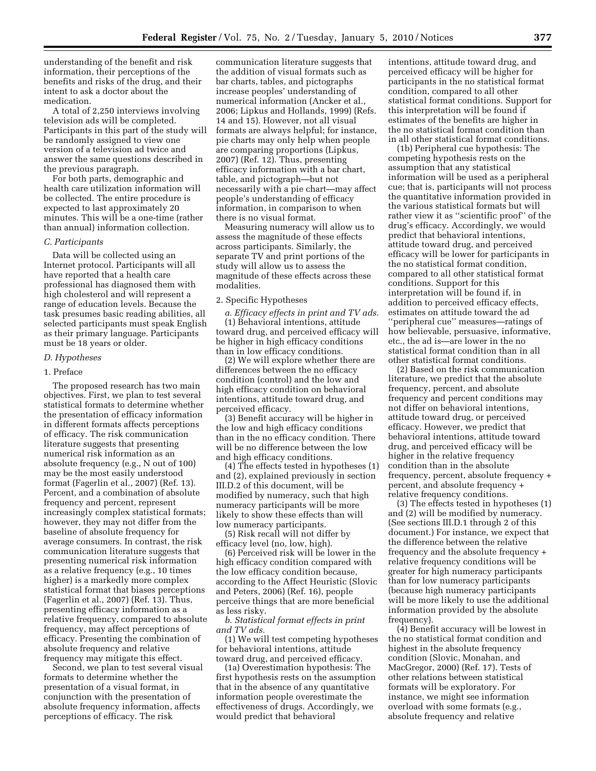understanding of the benefit and risk information, their perceptions of the benefits and risks of the drug, and their intent to ask a doctor about the medication.

A total of 2,250 interviews involving television ads will be completed. Participants in this part of the study will be randomly assigned to view one version of a television ad twice and answer the same questions described in the previous paragraph.

For both parts, demographic and health care utilization information will be collected. The entire procedure is expected to last approximately 20 minutes. This will be a one-time (rather than annual) information collection.

### *C. Participants*

Data will be collected using an Internet protocol. Participants will all have reported that a health care professional has diagnosed them with high cholesterol and will represent a range of education levels. Because the task presumes basic reading abilities, all selected participants must speak English as their primary language. Participants must be 18 years or older.

### *D. Hypotheses*

#### 1. Preface

The proposed research has two main objectives. First, we plan to test several statistical formats to determine whether the presentation of efficacy information in different formats affects perceptions of efficacy. The risk communication literature suggests that presenting numerical risk information as an absolute frequency (e.g., N out of 100) may be the most easily understood format (Fagerlin et al., 2007) (Ref. 13). Percent, and a combination of absolute frequency and percent, represent increasingly complex statistical formats; however, they may not differ from the baseline of absolute frequency for average consumers. In contrast, the risk communication literature suggests that presenting numerical risk information as a relative frequency (e.g., 10 times higher) is a markedly more complex statistical format that biases perceptions (Fagerlin et al., 2007) (Ref. 13). Thus, presenting efficacy information as a relative frequency, compared to absolute frequency, may affect perceptions of efficacy. Presenting the combination of absolute frequency and relative frequency may mitigate this effect.

Second, we plan to test several visual formats to determine whether the presentation of a visual format, in conjunction with the presentation of absolute frequency information, affects perceptions of efficacy. The risk communication literature suggests that the addition of visual formats such as bar charts, tables, and pictographs increase peoples' understanding of numerical information (Ancker et al., 2006; Lipkus and Hollands, 1999) (Refs. 14 and 15). However, not all visual formats are always helpful; for instance, pie charts may only help when people are comparing proportions (Lipkus, 2007) (Ref. 12). Thus, presenting efficacy information with a bar chart, table, and pictograph—but not necessarily with a pie chart—may affect people's understanding of efficacy information, in comparison to when there is no visual format.

Measuring numeracy will allow us to assess the magnitude of these effects across participants. Similarly, the separate TV and print portions of the study will allow us to assess the magnitude of these effects across these modalities.

#### 2. Specific Hypotheses

*a. Efficacy effects in print and TV ads.*

(1) Behavioral intentions, attitude toward drug, and perceived efficacy will be higher in high efficacy conditions than in low efficacy conditions.

(2) We will explore whether there are differences between the no efficacy condition (control) and the low and high efficacy condition on behavioral intentions, attitude toward drug, and perceived efficacy.

(3) Benefit accuracy will be higher in the low and high efficacy conditions than in the no efficacy condition. There will be no difference between the low and high efficacy conditions.

(4) The effects tested in hypotheses (1) and (2), explained previously in section III.D.2 of this document, will be modified by numeracy, such that high numeracy participants will be more likely to show these effects than will low numeracy participants.

(5) Risk recall will not differ by efficacy level (no, low, high).

(6) Perceived risk will be lower in the high efficacy condition compared with the low efficacy condition because, according to the Affect Heuristic (Slovic and Peters, 2006) (Ref. 16), people perceive things that are more beneficial as less risky.

*b. Statistical format effects in print and TV ads.*

(1) We will test competing hypotheses for behavioral intentions, attitude toward drug, and perceived efficacy.

(1a) Overestimation hypothesis: The first hypothesis rests on the assumption that in the absence of any quantitative information people overestimate the effectiveness of drugs. Accordingly, we would predict that behavioral intentions, attitude toward drug, and perceived efficacy will be higher for participants in the no statistical format condition, compared to all other statistical format conditions. Support for this interpretation will be found if estimates of the benefits are higher in the no statistical format condition than in all other statistical format conditions.

(1b) Peripheral cue hypothesis: The competing hypothesis rests on the assumption that any statistical information will be used as a peripheral cue; that is, participants will not process the quantitative information provided in the various statistical formats but will rather view it as ''scientific proof'' of the drug's efficacy. Accordingly, we would predict that behavioral intentions, attitude toward drug, and perceived efficacy will be lower for participants in the no statistical format condition, compared to all other statistical format conditions. Support for this interpretation will be found if, in addition to perceived efficacy effects, estimates on attitude toward the ad ''peripheral cue'' measures—ratings of how believable, persuasive, informative, etc., the ad is—are lower in the no statistical format condition than in all other statistical format conditions.

(2) Based on the risk communication literature, we predict that the absolute frequency, percent, and absolute frequency and percent conditions may not differ on behavioral intentions, attitude toward drug, or perceived efficacy. However, we predict that behavioral intentions, attitude toward drug, and perceived efficacy will be higher in the relative frequency condition than in the absolute frequency, percent, absolute frequency + percent, and absolute frequency + relative frequency conditions.

(3) The effects tested in hypotheses (1) and (2) will be modified by numeracy. (See sections III.D.1 through 2 of this document.) For instance, we expect that the difference between the relative frequency and the absolute frequency + relative frequency conditions will be greater for high numeracy participants than for low numeracy participants (because high numeracy participants will be more likely to use the additional information provided by the absolute frequency).

(4) Benefit accuracy will be lowest in the no statistical format condition and highest in the absolute frequency condition (Slovic, Monahan, and MacGregor, 2000) (Ref. 17). Tests of other relations between statistical formats will be exploratory. For instance, we might see information overload with some formats (e.g., absolute frequency and relative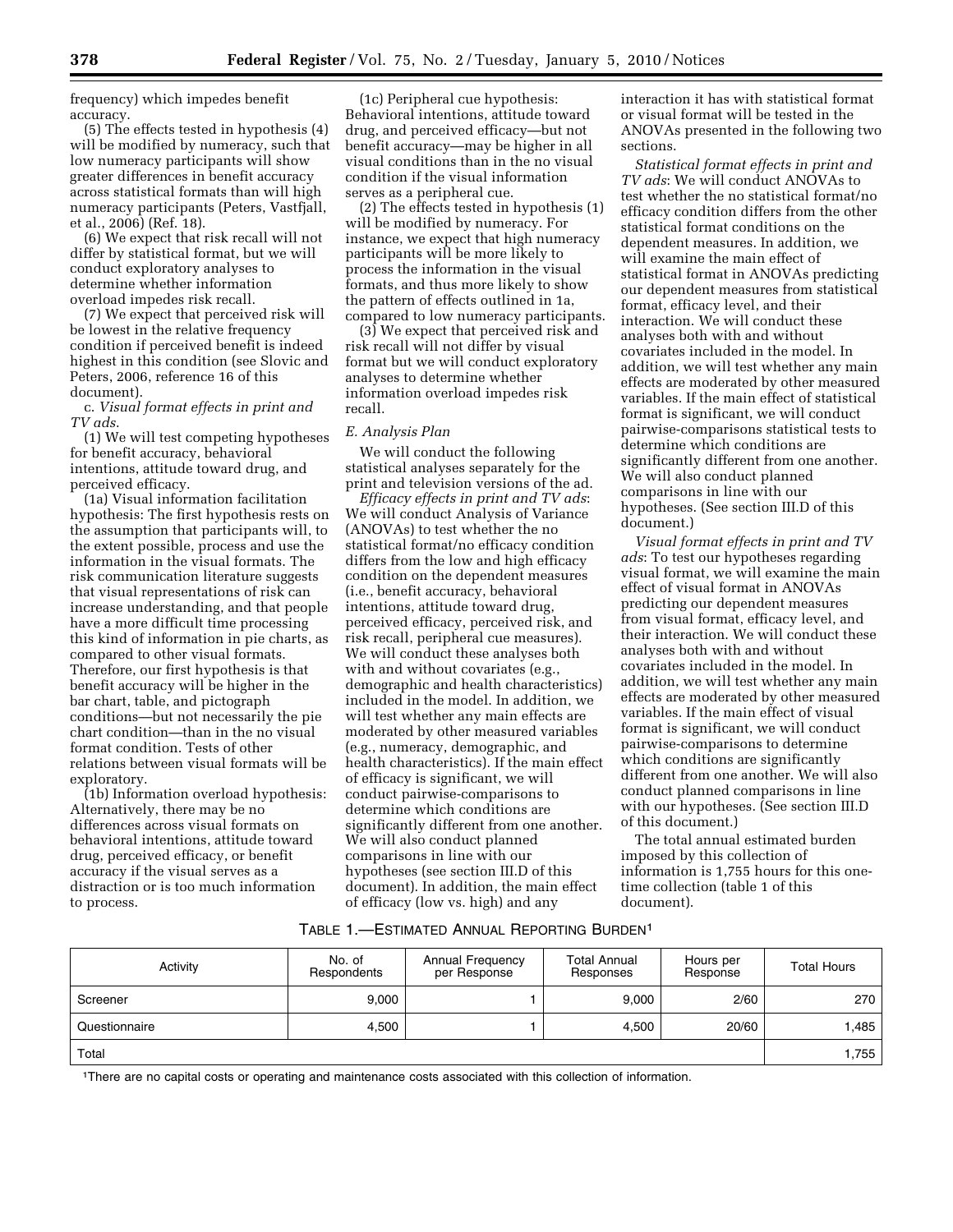frequency) which impedes benefit accuracy.

(5) The effects tested in hypothesis (4) will be modified by numeracy, such that low numeracy participants will show greater differences in benefit accuracy across statistical formats than will high numeracy participants (Peters, Vastfjall, et al., 2006) (Ref. 18).

(6) We expect that risk recall will not differ by statistical format, but we will conduct exploratory analyses to determine whether information overload impedes risk recall.

(7) We expect that perceived risk will be lowest in the relative frequency condition if perceived benefit is indeed highest in this condition (see Slovic and Peters, 2006, reference 16 of this document).

c. *Visual format effects in print and TV ads.*

(1) We will test competing hypotheses for benefit accuracy, behavioral intentions, attitude toward drug, and perceived efficacy.

(1a) Visual information facilitation hypothesis: The first hypothesis rests on the assumption that participants will, to the extent possible, process and use the information in the visual formats. The risk communication literature suggests that visual representations of risk can increase understanding, and that people have a more difficult time processing this kind of information in pie charts, as compared to other visual formats. Therefore, our first hypothesis is that benefit accuracy will be higher in the bar chart, table, and pictograph conditions—but not necessarily the pie chart condition—than in the no visual format condition. Tests of other relations between visual formats will be exploratory.

(1b) Information overload hypothesis: Alternatively, there may be no differences across visual formats on behavioral intentions, attitude toward drug, perceived efficacy, or benefit accuracy if the visual serves as a distraction or is too much information to process.

(1c) Peripheral cue hypothesis: Behavioral intentions, attitude toward drug, and perceived efficacy—but not benefit accuracy—may be higher in all visual conditions than in the no visual condition if the visual information serves as a peripheral cue.

(2) The effects tested in hypothesis (1) will be modified by numeracy. For instance, we expect that high numeracy participants will be more likely to process the information in the visual formats, and thus more likely to show the pattern of effects outlined in 1a, compared to low numeracy participants.

(3) We expect that perceived risk and risk recall will not differ by visual format but we will conduct exploratory analyses to determine whether information overload impedes risk recall.

### *E. Analysis Plan*

We will conduct the following statistical analyses separately for the print and television versions of the ad.

*Efficacy effects in print and TV ads*: We will conduct Analysis of Variance (ANOVAs) to test whether the no statistical format/no efficacy condition differs from the low and high efficacy condition on the dependent measures (i.e., benefit accuracy, behavioral intentions, attitude toward drug, perceived efficacy, perceived risk, and risk recall, peripheral cue measures). We will conduct these analyses both with and without covariates (e.g., demographic and health characteristics) included in the model. In addition, we will test whether any main effects are moderated by other measured variables (e.g., numeracy, demographic, and health characteristics). If the main effect of efficacy is significant, we will conduct pairwise-comparisons to determine which conditions are significantly different from one another. We will also conduct planned comparisons in line with our hypotheses (see section III.D of this document). In addition, the main effect of efficacy (low vs. high) and any interaction it has with statistical format or visual format will be tested in the ANOVAs presented in the following two sections.

*Statistical format effects in print and TV ads*: We will conduct ANOVAs to test whether the no statistical format/no efficacy condition differs from the other statistical format conditions on the dependent measures. In addition, we will examine the main effect of statistical format in ANOVAs predicting our dependent measures from statistical format, efficacy level, and their interaction. We will conduct these analyses both with and without covariates included in the model. In addition, we will test whether any main effects are moderated by other measured variables. If the main effect of statistical format is significant, we will conduct pairwise-comparisons statistical tests to determine which conditions are significantly different from one another. We will also conduct planned comparisons in line with our hypotheses. (See section III.D of this document.)

*Visual format effects in print and TV ads*: To test our hypotheses regarding visual format, we will examine the main effect of visual format in ANOVAs predicting our dependent measures from visual format, efficacy level, and their interaction. We will conduct these analyses both with and without covariates included in the model. In addition, we will test whether any main effects are moderated by other measured variables. If the main effect of visual format is significant, we will conduct pairwise-comparisons to determine which conditions are significantly different from one another. We will also conduct planned comparisons in line with our hypotheses. (See section III.D of this document.)

The total annual estimated burden imposed by this collection of information is 1,755 hours for this one-time collection (table 1 of this document).

TABLE 1.—ESTIMATED ANNUAL REPORTING BURDEN[1]

| Activity | No. of Respondents | Annual Frequency per Response | Total Annual Responses | Hours per Response | Total Hours |
|---|---|---|---|---|---|
| Screener | 9,000 | 1 | 9,000 | 2/60 | 270 |
| Questionnaire | 4,500 | 1 | 4,500 | 20/60 | 1,485 |
| Total | | | | | 1,755 |

[1] There are no capital costs or operating and maintenance costs associated with this collection of information.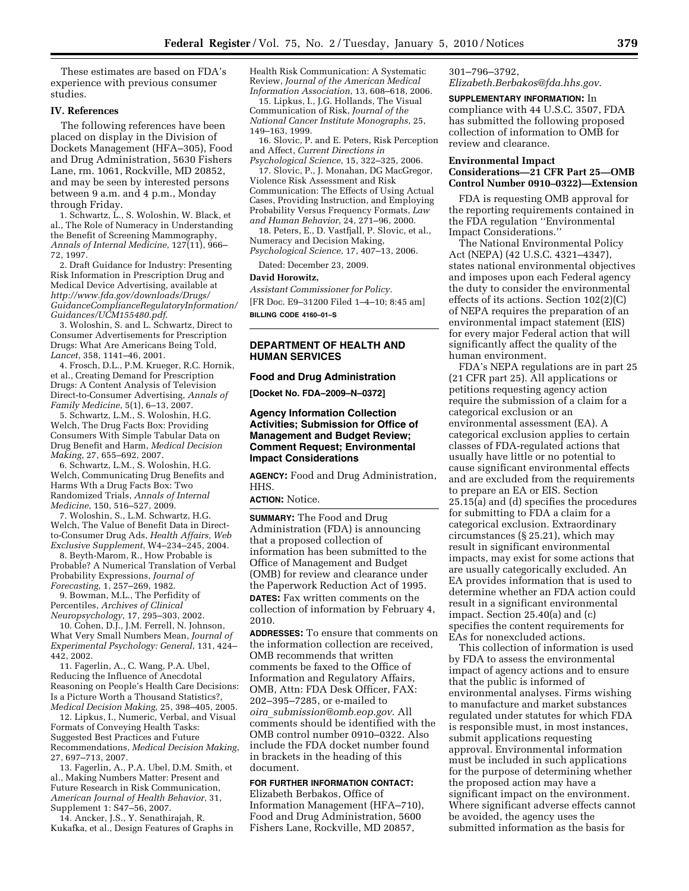These estimates are based on FDA's experience with previous consumer studies.

### IV. References

The following references have been placed on display in the Division of Dockets Management (HFA–305), Food and Drug Administration, 5630 Fishers Lane, rm. 1061, Rockville, MD 20852, and may be seen by interested persons between 9 a.m. and 4 p.m., Monday through Friday.

1. Schwartz, L., S. Woloshin, W. Black, et al., The Role of Numeracy in Understanding the Benefit of Screening Mammography, *Annals of Internal Medicine*, 127(11), 966–72, 1997.

2. Draft Guidance for Industry: Presenting Risk Information in Prescription Drug and Medical Device Advertising, available at *http://www.fda.gov/downloads/Drugs/GuidanceComplianceRegulatoryInformation/Guidances/UCM155480.pdf*.

3. Woloshin, S. and L. Schwartz, Direct to Consumer Advertisements for Prescription Drugs: What Are Americans Being Told, *Lancet*, 358, 1141–46, 2001.

4. Frosch, D.L., P.M. Krueger, R.C. Hornik, et al., Creating Demand for Prescription Drugs: A Content Analysis of Television Direct-to-Consumer Advertising, *Annals of Family Medicine*, 5(1), 6–13, 2007.

5. Schwartz, L.M., S. Woloshin, H.G. Welch, The Drug Facts Box: Providing Consumers With Simple Tabular Data on Drug Benefit and Harm, *Medical Decision Making*, 27, 655–692, 2007.

6. Schwartz, L.M., S. Woloshin, H.G. Welch, Communicating Drug Benefits and Harms Wth a Drug Facts Box: Two Randomized Trials, *Annals of Internal Medicine*, 150, 516–527, 2009.

7. Woloshin, S., L.M. Schwartz, H.G. Welch, The Value of Benefit Data in Direct-to-Consumer Drug Ads, *Health Affairs, Web Exclusive Supplement*, W4–234–245, 2004.

8. Beyth-Marom, R., How Probable is Probable? A Numerical Translation of Verbal Probability Expressions, *Journal of Forecasting*, 1, 257–269, 1982.

9. Bowman, M.L., The Perfidity of Percentiles, *Archives of Clinical Neuropsychology*, 17, 295–303, 2002.

10. Cohen, D.J., J.M. Ferrell, N. Johnson, What Very Small Numbers Mean, *Journal of Experimental Psychology: General*, 131, 424–442, 2002.

11. Fagerlin, A., C. Wang, P.A. Ubel, Reducing the Influence of Anecdotal Reasoning on People's Health Care Decisions: Is a Picture Worth a Thousand Statistics?, *Medical Decision Making*, 25, 398–405, 2005.

12. Lipkus, I., Numeric, Verbal, and Visual Formats of Conveying Health Tasks: Suggested Best Practices and Future Recommendations, *Medical Decision Making*, 27, 697–713, 2007.

13. Fagerlin, A., P.A. Ubel, D.M. Smith, et al., Making Numbers Matter: Present and Future Research in Risk Communication, *American Journal of Health Behavior*, 31, Supplement 1: S47–56, 2007.

14. Ancker, J.S., Y. Senathirajah, R. Kukafka, et al., Design Features of Graphs in Health Risk Communication: A Systematic Review, *Journal of the American Medical Information Association*, 13, 608–618, 2006.

15. Lipkus, I., J.G. Hollands, The Visual Communication of Risk, *Journal of the National Cancer Institute Monographs*, 25, 149–163, 1999.

16. Slovic, P. and E. Peters, Risk Perception and Affect, *Current Directions in Psychological Science*, 15, 322–325, 2006.

17. Slovic, P., J. Monahan, DG MacGregor, Violence Risk Assessment and Risk Communication: The Effects of Using Actual Cases, Providing Instruction, and Employing Probability Versus Frequency Formats, *Law and Human Behavior*, 24, 271–96, 2000.

18. Peters, E., D. Vastfjall, P. Slovic, et al., Numeracy and Decision Making, *Psychological Science*, 17, 407–13, 2006.

Dated: December 23, 2009.

**David Horowitz,**

*Assistant Commissioner for Policy.*

[FR Doc. E9–31200 Filed 1–4–10; 8:45 am]

**BILLING CODE 4160–01–S**

---

## DEPARTMENT OF HEALTH AND HUMAN SERVICES

### Food and Drug Administration

**[Docket No. FDA–2009–N–0372]**

### Agency Information Collection Activities; Submission for Office of Management and Budget Review; Comment Request; Environmental Impact Considerations

**AGENCY:** Food and Drug Administration, HHS.

**ACTION:** Notice.

**SUMMARY:** The Food and Drug Administration (FDA) is announcing that a proposed collection of information has been submitted to the Office of Management and Budget (OMB) for review and clearance under the Paperwork Reduction Act of 1995.

**DATES:** Fax written comments on the collection of information by February 4, 2010.

**ADDRESSES:** To ensure that comments on the information collection are received, OMB recommends that written comments be faxed to the Office of Information and Regulatory Affairs, OMB, Attn: FDA Desk Officer, FAX: 202–395–7285, or e-mailed to *oira_submission@omb.eop.gov*. All comments should be identified with the OMB control number 0910–0322. Also include the FDA docket number found in brackets in the heading of this document.

**FOR FURTHER INFORMATION CONTACT:** Elizabeth Berbakos, Office of Information Management (HFA–710), Food and Drug Administration, 5600 Fishers Lane, Rockville, MD 20857, 301–796–3792, *Elizabeth.Berbakos@fda.hhs.gov*.

**SUPPLEMENTARY INFORMATION:** In compliance with 44 U.S.C. 3507, FDA has submitted the following proposed collection of information to OMB for review and clearance.

### Environmental Impact Considerations—21 CFR Part 25—OMB Control Number 0910–0322)—Extension

FDA is requesting OMB approval for the reporting requirements contained in the FDA regulation ''Environmental Impact Considerations.''

The National Environmental Policy Act (NEPA) (42 U.S.C. 4321–4347), states national environmental objectives and imposes upon each Federal agency the duty to consider the environmental effects of its actions. Section 102(2)(C) of NEPA requires the preparation of an environmental impact statement (EIS) for every major Federal action that will significantly affect the quality of the human environment.

FDA's NEPA regulations are in part 25 (21 CFR part 25). All applications or petitions requesting agency action require the submission of a claim for a categorical exclusion or an environmental assessment (EA). A categorical exclusion applies to certain classes of FDA-regulated actions that usually have little or no potential to cause significant environmental effects and are excluded from the requirements to prepare an EA or EIS. Section 25.15(a) and (d) specifies the procedures for submitting to FDA a claim for a categorical exclusion. Extraordinary circumstances (§ 25.21), which may result in significant environmental impacts, may exist for some actions that are usually categorically excluded. An EA provides information that is used to determine whether an FDA action could result in a significant environmental impact. Section 25.40(a) and (c) specifies the content requirements for EAs for nonexcluded actions.

This collection of information is used by FDA to assess the environmental impact of agency actions and to ensure that the public is informed of environmental analyses. Firms wishing to manufacture and market substances regulated under statutes for which FDA is responsible must, in most instances, submit applications requesting approval. Environmental information must be included in such applications for the purpose of determining whether the proposed action may have a significant impact on the environment. Where significant adverse effects cannot be avoided, the agency uses the submitted information as the basis for